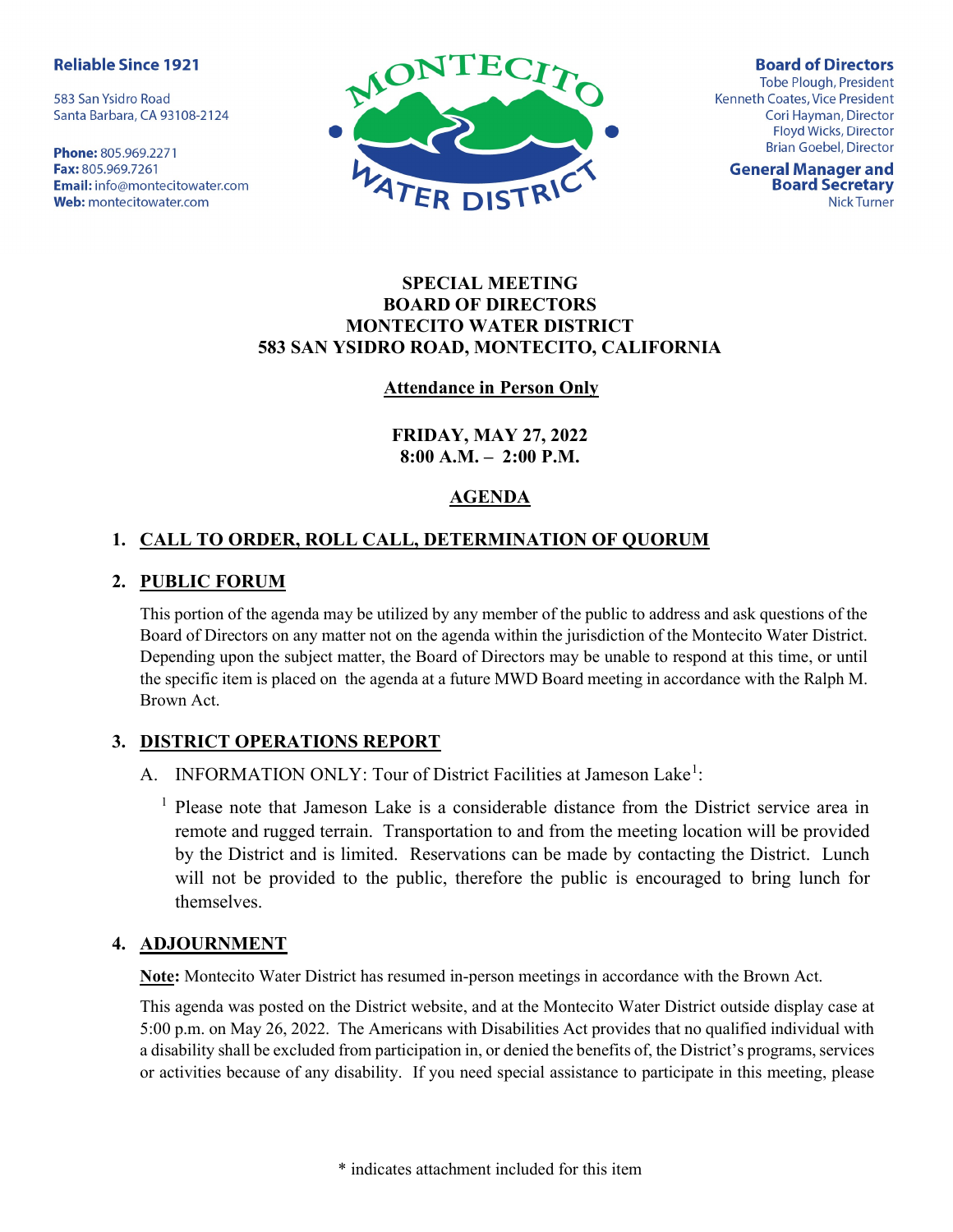**Reliable Since 1921**

583 San Ysidro Road
Santa Barbara, CA 93108-2124

**Phone:** 805.969.2271
**Fax:** 805.969.7261
**Email:** info@montecitowater.com
**Web:** montecitowater.com

MONTECITO WATER DISTRICT

**Board of Directors**
Tobe Plough, President
Kenneth Coates, Vice President
Cori Hayman, Director
Floyd Wicks, Director
Brian Goebel, Director

**General Manager and Board Secretary**
Nick Turner

# SPECIAL MEETING
# BOARD OF DIRECTORS
# MONTECITO WATER DISTRICT
# 583 SAN YSIDRO ROAD, MONTECITO, CALIFORNIA

**Attendance in Person Only**

**FRIDAY, MAY 27, 2022**
**8:00 A.M. – 2:00 P.M.**

## AGENDA

## 1. CALL TO ORDER, ROLL CALL, DETERMINATION OF QUORUM

## 2. PUBLIC FORUM

This portion of the agenda may be utilized by any member of the public to address and ask questions of the Board of Directors on any matter not on the agenda within the jurisdiction of the Montecito Water District. Depending upon the subject matter, the Board of Directors may be unable to respond at this time, or until the specific item is placed on the agenda at a future MWD Board meeting in accordance with the Ralph M. Brown Act.

## 3. DISTRICT OPERATIONS REPORT

A. INFORMATION ONLY: Tour of District Facilities at Jameson Lake[1]:

[1] Please note that Jameson Lake is a considerable distance from the District service area in remote and rugged terrain. Transportation to and from the meeting location will be provided by the District and is limited. Reservations can be made by contacting the District. Lunch will not be provided to the public, therefore the public is encouraged to bring lunch for themselves.

## 4. ADJOURNMENT

**Note:** Montecito Water District has resumed in-person meetings in accordance with the Brown Act.

This agenda was posted on the District website, and at the Montecito Water District outside display case at 5:00 p.m. on May 26, 2022. The Americans with Disabilities Act provides that no qualified individual with a disability shall be excluded from participation in, or denied the benefits of, the District's programs, services or activities because of any disability. If you need special assistance to participate in this meeting, please

* indicates attachment included for this item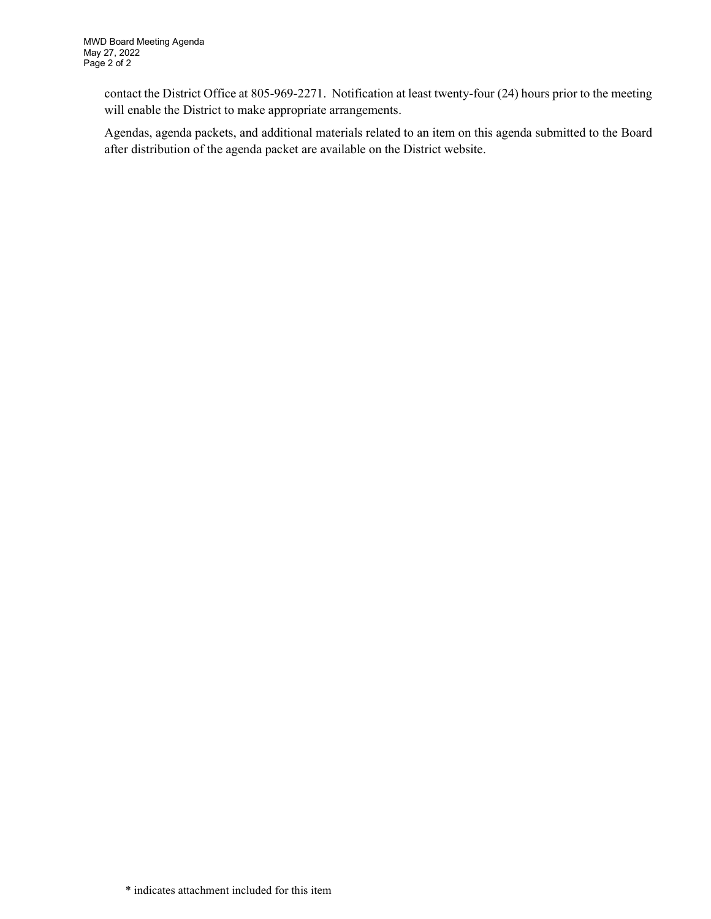contact the District Office at 805-969-2271. Notification at least twenty-four (24) hours prior to the meeting will enable the District to make appropriate arrangements.

Agendas, agenda packets, and additional materials related to an item on this agenda submitted to the Board after distribution of the agenda packet are available on the District website.

* indicates attachment included for this item